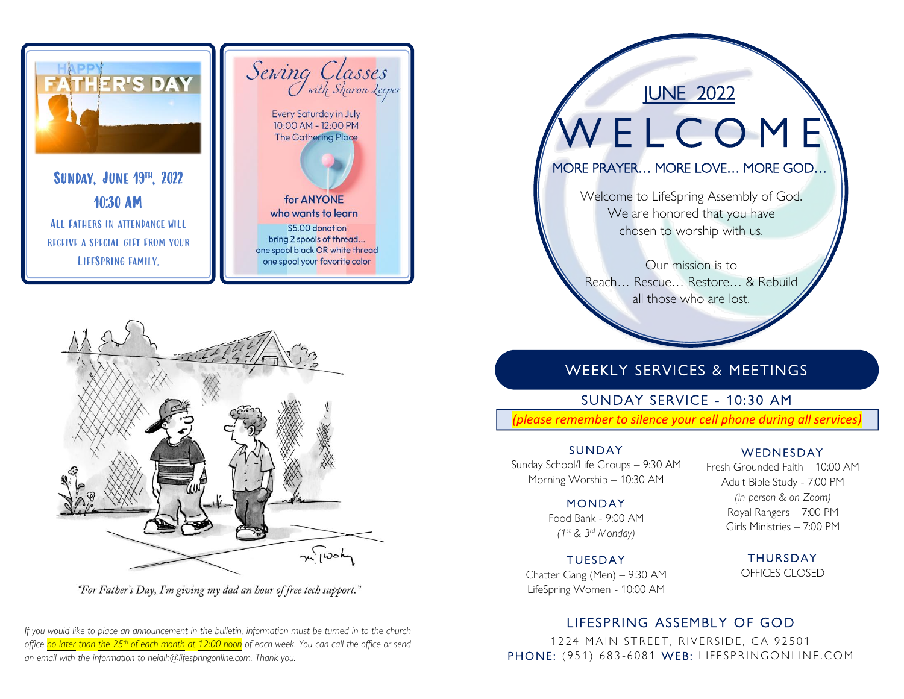## HAPPY FATHER'S DAY

**Sunday, June 19th, 2022**
**10:30 AM**

All fathers in attendance will receive a special gift from your LifeSpring family.

## Sewing Classes with Sharon Leeper

Every Saturday in July
10:00 AM - 12:00 PM
The Gathering Place

**for ANYONE who wants to learn**

$5.00 donation
bring 2 spools of thread...
one spool black OR white thread
one spool your favorite color

*"For Father's Day, I'm giving my dad an hour of free tech support."*

*If you would like to place an announcement in the bulletin, information must be turned in to the church office no later than the 25th of each month at 12:00 noon of each week. You can call the office or send an email with the information to heidih@lifespringonline.com. Thank you.*

## JUNE 2022

# WELCOME

**MORE PRAYER… MORE LOVE… MORE GOD…**

Welcome to LifeSpring Assembly of God. We are honored that you have chosen to worship with us.

Our mission is to Reach… Rescue… Restore… & Rebuild all those who are lost.

## WEEKLY SERVICES & MEETINGS

### SUNDAY SERVICE - 10:30 AM

*(please remember to silence your cell phone during all services)*

### SUNDAY
Sunday School/Life Groups – 9:30 AM
Morning Worship – 10:30 AM

### MONDAY
Food Bank - 9:00 AM
*(1st & 3rd Monday)*

### TUESDAY
Chatter Gang (Men) – 9:30 AM
LifeSpring Women - 10:00 AM

### WEDNESDAY
Fresh Grounded Faith – 10:00 AM
Adult Bible Study - 7:00 PM
*(in person & on Zoom)*
Royal Rangers – 7:00 PM
Girls Ministries – 7:00 PM

### THURSDAY
OFFICES CLOSED

## LIFESPRING ASSEMBLY OF GOD

1224 MAIN STREET, RIVERSIDE, CA 92501
PHONE: (951) 683-6081 WEB: LIFESPRINGONLINE.COM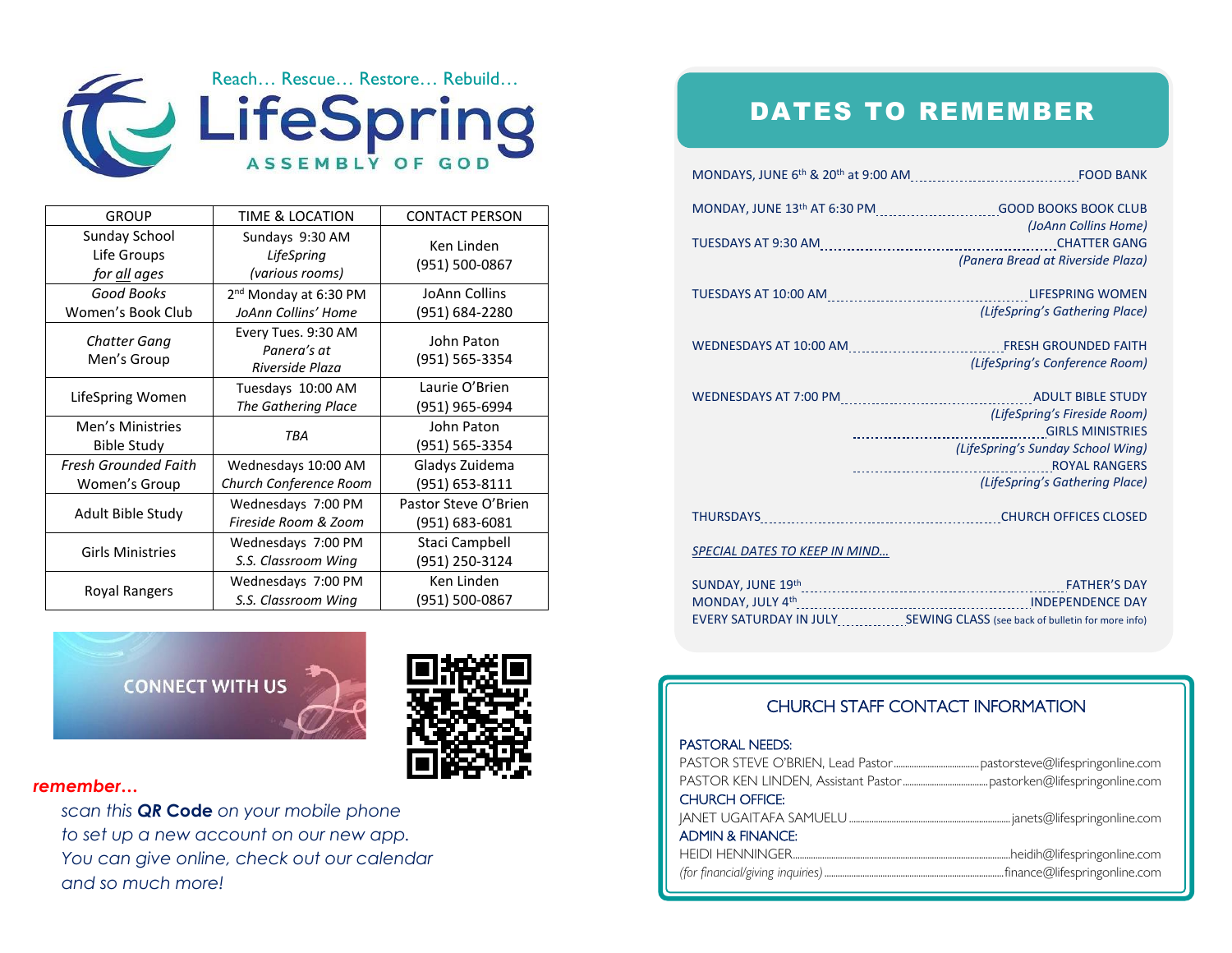Reach… Rescue… Restore… Rebuild…

# LifeSpring

ASSEMBLY OF GOD

| GROUP | TIME & LOCATION | CONTACT PERSON |
|---|---|---|
| Sunday School<br>Life Groups<br>*for all ages* | Sundays 9:30 AM<br>*LifeSpring*<br>*(various rooms)* | Ken Linden<br>(951) 500-0867 |
| *Good Books*<br>Women's Book Club | 2nd Monday at 6:30 PM<br>*JoAnn Collins' Home* | JoAnn Collins<br>(951) 684-2280 |
| *Chatter Gang*<br>Men's Group | Every Tues. 9:30 AM<br>*Panera's at*<br>*Riverside Plaza* | John Paton<br>(951) 565-3354 |
| LifeSpring Women | Tuesdays 10:00 AM<br>*The Gathering Place* | Laurie O'Brien<br>(951) 965-6994 |
| Men's Ministries<br>Bible Study | *TBA* | John Paton<br>(951) 565-3354 |
| *Fresh Grounded Faith*<br>Women's Group | Wednesdays 10:00 AM<br>*Church Conference Room* | Gladys Zuidema<br>(951) 653-8111 |
| Adult Bible Study | Wednesdays 7:00 PM<br>*Fireside Room & Zoom* | Pastor Steve O'Brien<br>(951) 683-6081 |
| Girls Ministries | Wednesdays 7:00 PM<br>*S.S. Classroom Wing* | Staci Campbell<br>(951) 250-3124 |
| Royal Rangers | Wednesdays 7:00 PM<br>*S.S. Classroom Wing* | Ken Linden<br>(951) 500-0867 |

CONNECT WITH US

***remember…***

*scan this **QR Code** on your mobile phone to set up a new account on our new app. You can give online, check out our calendar and so much more!*

## DATES TO REMEMBER

MONDAYS, JUNE 6th & 20th at 9:00 AM ........ FOOD BANK

MONDAY, JUNE 13th AT 6:30 PM ........ GOOD BOOKS BOOK CLUB
*(JoAnn Collins Home)*

TUESDAYS AT 9:30 AM ........ CHATTER GANG
*(Panera Bread at Riverside Plaza)*

TUESDAYS AT 10:00 AM ........ LIFESPRING WOMEN
*(LifeSpring's Gathering Place)*

WEDNESDAYS AT 10:00 AM ........ FRESH GROUNDED FAITH
*(LifeSpring's Conference Room)*

WEDNESDAYS AT 7:00 PM ........ ADULT BIBLE STUDY
*(LifeSpring's Fireside Room)*
........ GIRLS MINISTRIES
*(LifeSpring's Sunday School Wing)*
........ ROYAL RANGERS
*(LifeSpring's Gathering Place)*

THURSDAYS ........ CHURCH OFFICES CLOSED

*SPECIAL DATES TO KEEP IN MIND…*

SUNDAY, JUNE 19th ........ FATHER'S DAY
MONDAY, JULY 4th ........ INDEPENDENCE DAY
EVERY SATURDAY IN JULY ........ SEWING CLASS (see back of bulletin for more info)

## CHURCH STAFF CONTACT INFORMATION

PASTORAL NEEDS:
PASTOR STEVE O'BRIEN, Lead Pastor ........ pastorsteve@lifespringonline.com
PASTOR KEN LINDEN, Assistant Pastor ........ pastorken@lifespringonline.com

CHURCH OFFICE:
JANET UGAITAFA SAMUELU ........ janets@lifespringonline.com

ADMIN & FINANCE:
HEIDI HENNINGER ........ heidih@lifespringonline.com
*(for financial/giving inquiries)* ........ finance@lifespringonline.com